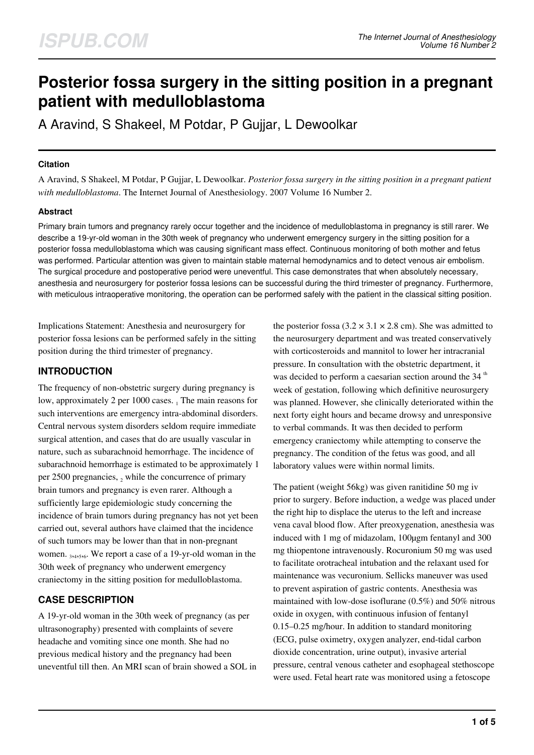# Posterior fossa surgery in the sitting position in a pregnant patient with medulloblastoma

A Aravind, S Shakeel, M Potdar, P Gujjar, L Dewoolkar

### Citation

A Aravind, S Shakeel, M Potdar, P Gujjar, L Dewoolkar. *Posterior fossa surgery in the sitting position in a pregnant patient with medulloblastoma*. The Internet Journal of Anesthesiology. 2007 Volume 16 Number 2.

### Abstract

Primary brain tumors and pregnancy rarely occur together and the incidence of medulloblastoma in pregnancy is still rarer. We describe a 19-yr-old woman in the 30th week of pregnancy who underwent emergency surgery in the sitting position for a posterior fossa medulloblastoma which was causing significant mass effect. Continuous monitoring of both mother and fetus was performed. Particular attention was given to maintain stable maternal hemodynamics and to detect venous air embolism. The surgical procedure and postoperative period were uneventful. This case demonstrates that when absolutely necessary, anesthesia and neurosurgery for posterior fossa lesions can be successful during the third trimester of pregnancy. Furthermore, with meticulous intraoperative monitoring, the operation can be performed safely with the patient in the classical sitting position.

Implications Statement: Anesthesia and neurosurgery for posterior fossa lesions can be performed safely in the sitting position during the third trimester of pregnancy.

## INTRODUCTION

The frequency of non-obstetric surgery during pregnancy is low, approximately 2 per 1000 cases. [1] The main reasons for such interventions are emergency intra-abdominal disorders. Central nervous system disorders seldom require immediate surgical attention, and cases that do are usually vascular in nature, such as subarachnoid hemorrhage. The incidence of subarachnoid hemorrhage is estimated to be approximately 1 per 2500 pregnancies, [2] while the concurrence of primary brain tumors and pregnancy is even rarer. Although a sufficiently large epidemiologic study concerning the incidence of brain tumors during pregnancy has not yet been carried out, several authors have claimed that the incidence of such tumors may be lower than that in non-pregnant women. [3,4,5,6]. We report a case of a 19-yr-old woman in the 30th week of pregnancy who underwent emergency craniectomy in the sitting position for medulloblastoma.

## CASE DESCRIPTION

A 19-yr-old woman in the 30th week of pregnancy (as per ultrasonography) presented with complaints of severe headache and vomiting since one month. She had no previous medical history and the pregnancy had been uneventful till then. An MRI scan of brain showed a SOL in the posterior fossa (3.2 × 3.1 × 2.8 cm). She was admitted to the neurosurgery department and was treated conservatively with corticosteroids and mannitol to lower her intracranial pressure. In consultation with the obstetric department, it was decided to perform a caesarian section around the 34[th] week of gestation, following which definitive neurosurgery was planned. However, she clinically deteriorated within the next forty eight hours and became drowsy and unresponsive to verbal commands. It was then decided to perform emergency craniectomy while attempting to conserve the pregnancy. The condition of the fetus was good, and all laboratory values were within normal limits.

The patient (weight 56kg) was given ranitidine 50 mg iv prior to surgery. Before induction, a wedge was placed under the right hip to displace the uterus to the left and increase vena caval blood flow. After preoxygenation, anesthesia was induced with 1 mg of midazolam, 100µgm fentanyl and 300 mg thiopentone intravenously. Rocuronium 50 mg was used to facilitate orotracheal intubation and the relaxant used for maintenance was vecuronium. Sellicks maneuver was used to prevent aspiration of gastric contents. Anesthesia was maintained with low-dose isoflurane (0.5%) and 50% nitrous oxide in oxygen, with continuous infusion of fentanyl 0.15–0.25 mg/hour. In addition to standard monitoring (ECG, pulse oximetry, oxygen analyzer, end-tidal carbon dioxide concentration, urine output), invasive arterial pressure, central venous catheter and esophageal stethoscope were used. Fetal heart rate was monitored using a fetoscope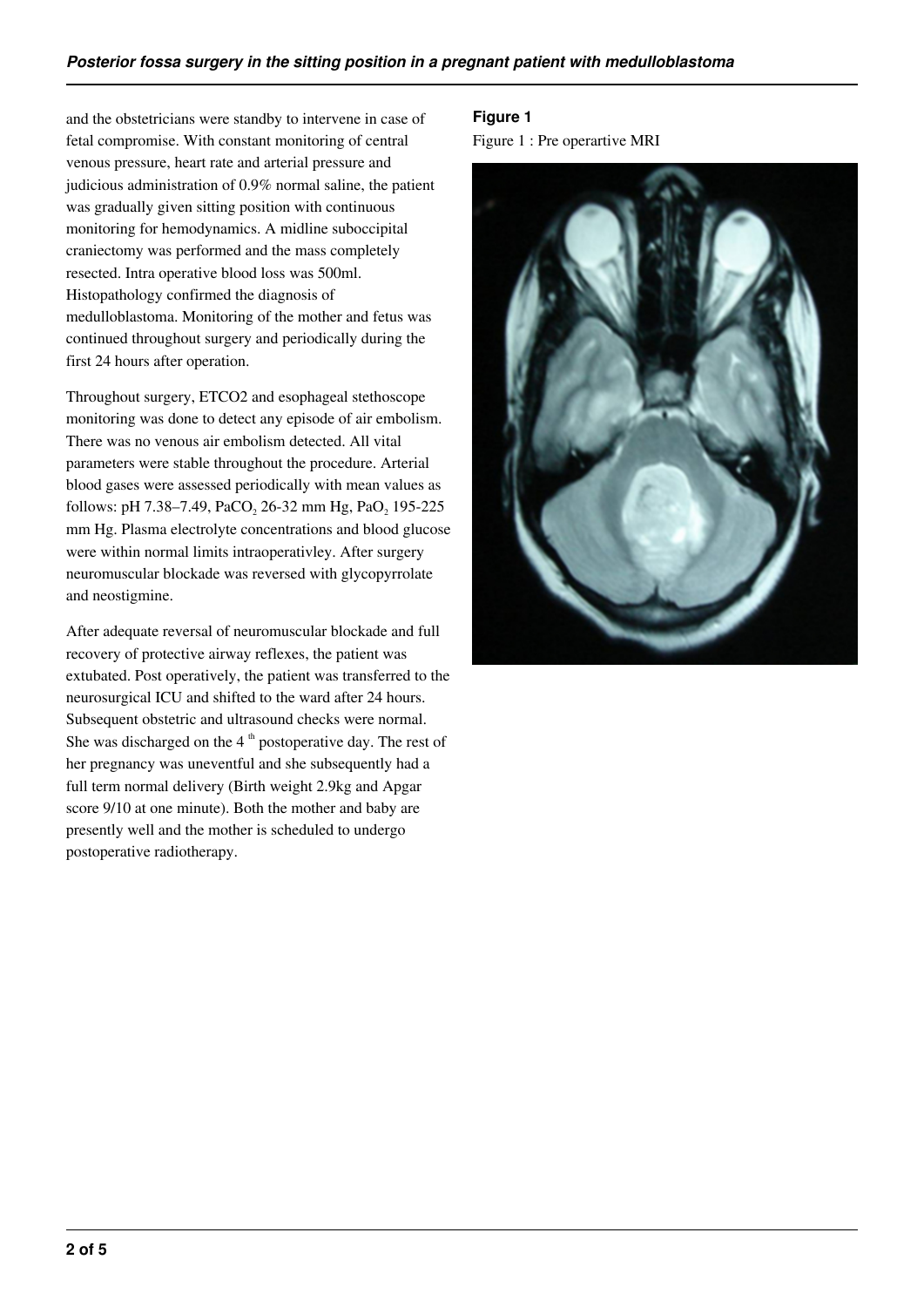and the obstetricians were standby to intervene in case of fetal compromise. With constant monitoring of central venous pressure, heart rate and arterial pressure and judicious administration of 0.9% normal saline, the patient was gradually given sitting position with continuous monitoring for hemodynamics. A midline suboccipital craniectomy was performed and the mass completely resected. Intra operative blood loss was 500ml. Histopathology confirmed the diagnosis of medulloblastoma. Monitoring of the mother and fetus was continued throughout surgery and periodically during the first 24 hours after operation.

Throughout surgery, ETCO2 and esophageal stethoscope monitoring was done to detect any episode of air embolism. There was no venous air embolism detected. All vital parameters were stable throughout the procedure. Arterial blood gases were assessed periodically with mean values as follows: pH 7.38–7.49, $PaCO_2$ 26-32 mm Hg, $PaO_2$ 195-225 mm Hg. Plasma electrolyte concentrations and blood glucose were within normal limits intraoperativley. After surgery neuromuscular blockade was reversed with glycopyrrolate and neostigmine.

After adequate reversal of neuromuscular blockade and full recovery of protective airway reflexes, the patient was extubated. Post operatively, the patient was transferred to the neurosurgical ICU and shifted to the ward after 24 hours. Subsequent obstetric and ultrasound checks were normal. She was discharged on the 4 th postoperative day. The rest of her pregnancy was uneventful and she subsequently had a full term normal delivery (Birth weight 2.9kg and Apgar score 9/10 at one minute). Both the mother and baby are presently well and the mother is scheduled to undergo postoperative radiotherapy.

**Figure 1**

Figure 1 : Pre operartive MRI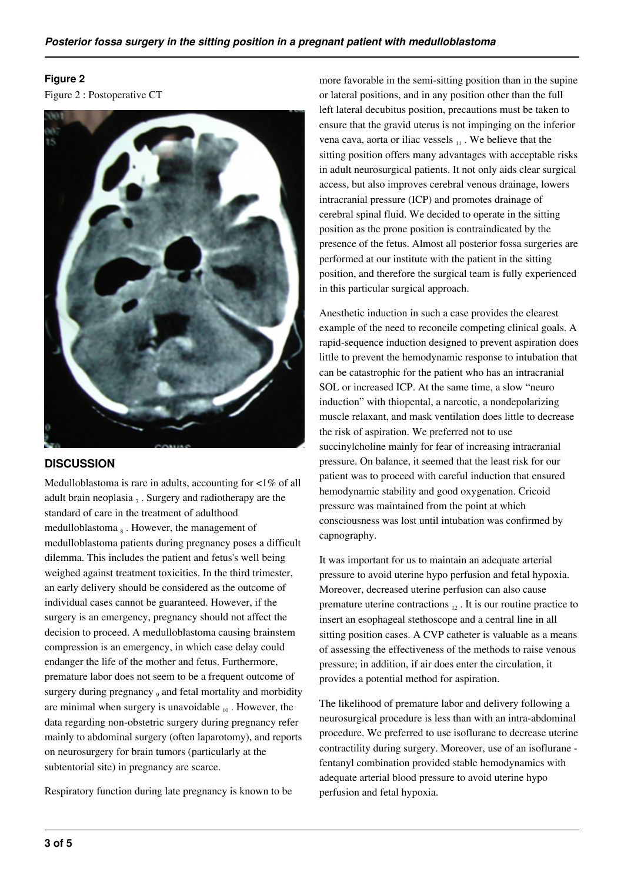**Figure 2**

Figure 2 : Postoperative CT

## DISCUSSION

Medulloblastoma is rare in adults, accounting for <1% of all adult brain neoplasia [7]. Surgery and radiotherapy are the standard of care in the treatment of adulthood medulloblastoma [8]. However, the management of medulloblastoma patients during pregnancy poses a difficult dilemma. This includes the patient and fetus's well being weighed against treatment toxicities. In the third trimester, an early delivery should be considered as the outcome of individual cases cannot be guaranteed. However, if the surgery is an emergency, pregnancy should not affect the decision to proceed. A medulloblastoma causing brainstem compression is an emergency, in which case delay could endanger the life of the mother and fetus. Furthermore, premature labor does not seem to be a frequent outcome of surgery during pregnancy [9] and fetal mortality and morbidity are minimal when surgery is unavoidable [10]. However, the data regarding non-obstetric surgery during pregnancy refer mainly to abdominal surgery (often laparotomy), and reports on neurosurgery for brain tumors (particularly at the subtentorial site) in pregnancy are scarce.

Respiratory function during late pregnancy is known to be more favorable in the semi-sitting position than in the supine or lateral positions, and in any position other than the full left lateral decubitus position, precautions must be taken to ensure that the gravid uterus is not impinging on the inferior vena cava, aorta or iliac vessels [11]. We believe that the sitting position offers many advantages with acceptable risks in adult neurosurgical patients. It not only aids clear surgical access, but also improves cerebral venous drainage, lowers intracranial pressure (ICP) and promotes drainage of cerebral spinal fluid. We decided to operate in the sitting position as the prone position is contraindicated by the presence of the fetus. Almost all posterior fossa surgeries are performed at our institute with the patient in the sitting position, and therefore the surgical team is fully experienced in this particular surgical approach.

Anesthetic induction in such a case provides the clearest example of the need to reconcile competing clinical goals. A rapid-sequence induction designed to prevent aspiration does little to prevent the hemodynamic response to intubation that can be catastrophic for the patient who has an intracranial SOL or increased ICP. At the same time, a slow "neuro induction" with thiopental, a narcotic, a nondepolarizing muscle relaxant, and mask ventilation does little to decrease the risk of aspiration. We preferred not to use succinylcholine mainly for fear of increasing intracranial pressure. On balance, it seemed that the least risk for our patient was to proceed with careful induction that ensured hemodynamic stability and good oxygenation. Cricoid pressure was maintained from the point at which consciousness was lost until intubation was confirmed by capnography.

It was important for us to maintain an adequate arterial pressure to avoid uterine hypo perfusion and fetal hypoxia. Moreover, decreased uterine perfusion can also cause premature uterine contractions [12]. It is our routine practice to insert an esophageal stethoscope and a central line in all sitting position cases. A CVP catheter is valuable as a means of assessing the effectiveness of the methods to raise venous pressure; in addition, if air does enter the circulation, it provides a potential method for aspiration.

The likelihood of premature labor and delivery following a neurosurgical procedure is less than with an intra-abdominal procedure. We preferred to use isoflurane to decrease uterine contractility during surgery. Moreover, use of an isoflurane - fentanyl combination provided stable hemodynamics with adequate arterial blood pressure to avoid uterine hypo perfusion and fetal hypoxia.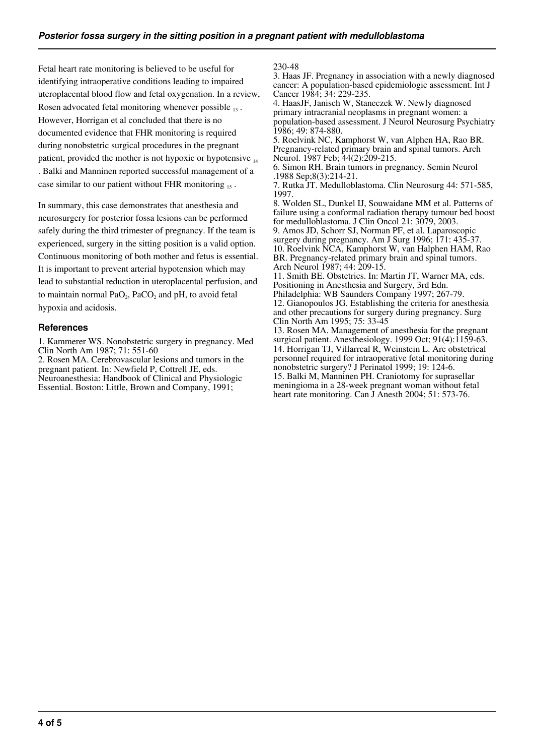Fetal heart rate monitoring is believed to be useful for identifying intraoperative conditions leading to impaired uteroplacental blood flow and fetal oxygenation. In a review, Rosen advocated fetal monitoring whenever possible [13]. However, Horrigan et al concluded that there is no documented evidence that FHR monitoring is required during nonobstetric surgical procedures in the pregnant patient, provided the mother is not hypoxic or hypotensive [14]. Balki and Manninen reported successful management of a case similar to our patient without FHR monitoring [15].

In summary, this case demonstrates that anesthesia and neurosurgery for posterior fossa lesions can be performed safely during the third trimester of pregnancy. If the team is experienced, surgery in the sitting position is a valid option. Continuous monitoring of both mother and fetus is essential. It is important to prevent arterial hypotension which may lead to substantial reduction in uteroplacental perfusion, and to maintain normal $PaO_2$, $PaCO_2$ and pH, to avoid fetal hypoxia and acidosis.

## References

1. Kammerer WS. Nonobstetric surgery in pregnancy. Med Clin North Am 1987; 71: 551-60
2. Rosen MA. Cerebrovascular lesions and tumors in the pregnant patient. In: Newfield P, Cottrell JE, eds. Neuroanesthesia: Handbook of Clinical and Physiologic Essential. Boston: Little, Brown and Company, 1991; 230-48
3. Haas JF. Pregnancy in association with a newly diagnosed cancer: A population-based epidemiologic assessment. Int J Cancer 1984; 34: 229-235.
4. HaasJF, Janisch W, Staneczek W. Newly diagnosed primary intracranial neoplasms in pregnant women: a population-based assessment. J Neurol Neurosurg Psychiatry 1986; 49: 874-880.
5. Roelvink NC, Kamphorst W, van Alphen HA, Rao BR. Pregnancy-related primary brain and spinal tumors. Arch Neurol. 1987 Feb; 44(2):209-215.
6. Simon RH. Brain tumors in pregnancy. Semin Neurol .1988 Sep;8(3):214-21.
7. Rutka JT. Medulloblastoma. Clin Neurosurg 44: 571-585, 1997.
8. Wolden SL, Dunkel IJ, Souwaidane MM et al. Patterns of failure using a conformal radiation therapy tumour bed boost for medulloblastoma. J Clin Oncol 21: 3079, 2003.
9. Amos JD, Schorr SJ, Norman PF, et al. Laparoscopic surgery during pregnancy. Am J Surg 1996; 171: 435-37.
10. Roelvink NCA, Kamphorst W, van Halphen HAM, Rao BR. Pregnancy-related primary brain and spinal tumors. Arch Neurol 1987; 44: 209-15.
11. Smith BE. Obstetrics. In: Martin JT, Warner MA, eds. Positioning in Anesthesia and Surgery, 3rd Edn. Philadelphia: WB Saunders Company 1997; 267-79.
12. Gianopoulos JG. Establishing the criteria for anesthesia and other precautions for surgery during pregnancy. Surg Clin North Am 1995; 75: 33-45
13. Rosen MA. Management of anesthesia for the pregnant surgical patient. Anesthesiology. 1999 Oct; 91(4):1159-63.
14. Horrigan TJ, Villarreal R, Weinstein L. Are obstetrical personnel required for intraoperative fetal monitoring during nonobstetric surgery? J Perinatol 1999; 19: 124-6.
15. Balki M, Manninen PH. Craniotomy for suprasellar meningioma in a 28-week pregnant woman without fetal heart rate monitoring. Can J Anesth 2004; 51: 573-76.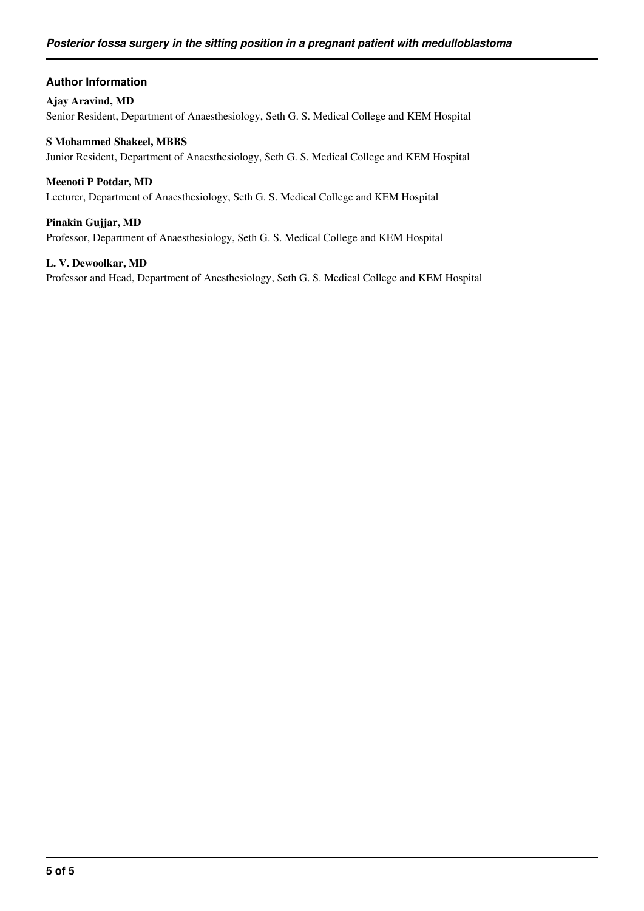### Author Information

**Ajay Aravind, MD**
Senior Resident, Department of Anaesthesiology, Seth G. S. Medical College and KEM Hospital

**S Mohammed Shakeel, MBBS**
Junior Resident, Department of Anaesthesiology, Seth G. S. Medical College and KEM Hospital

**Meenoti P Potdar, MD**
Lecturer, Department of Anaesthesiology, Seth G. S. Medical College and KEM Hospital

**Pinakin Gujjar, MD**
Professor, Department of Anaesthesiology, Seth G. S. Medical College and KEM Hospital

**L. V. Dewoolkar, MD**
Professor and Head, Department of Anesthesiology, Seth G. S. Medical College and KEM Hospital